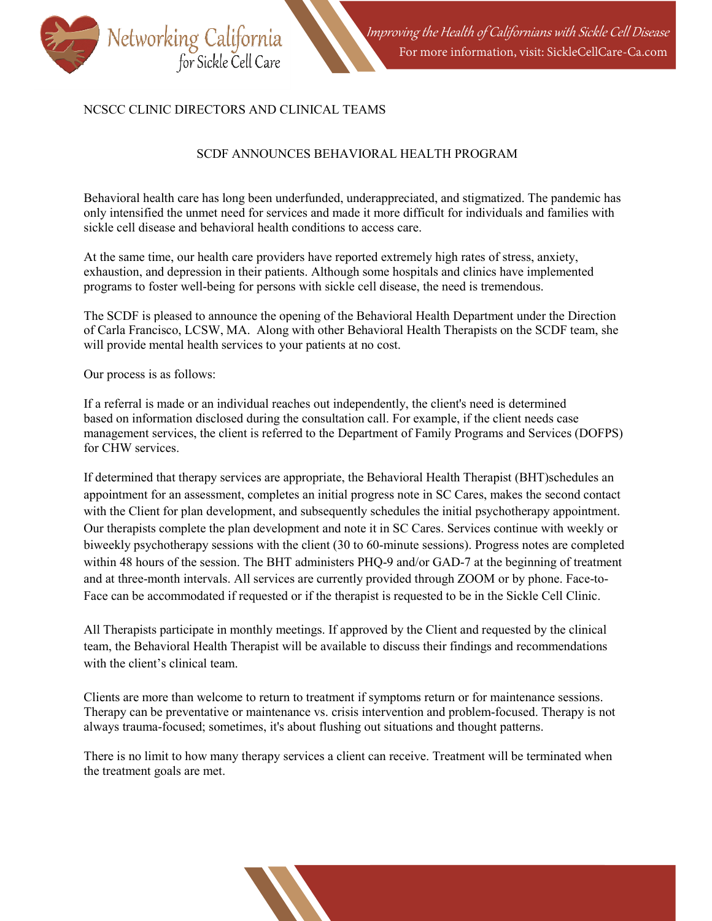NCSCC CLINIC DIRECTORS AND CLINICAL TEAMS

## SCDF ANNOUNCES BEHAVIORAL HEALTH PROGRAM

Behavioral health care has long been underfunded, underappreciated, and stigmatized. The pandemic has only intensified the unmet need for services and made it more difficult for individuals and families with sickle cell disease and behavioral health conditions to access care.

At the same time, our health care providers have reported extremely high rates of stress, anxiety, exhaustion, and depression in their patients. Although some hospitals and clinics have implemented programs to foster well-being for persons with sickle cell disease, the need is tremendous.

The SCDF is pleased to announce the opening of the Behavioral Health Department under the Direction of Carla Francisco, LCSW, MA. Along with other Behavioral Health Therapists on the SCDF team, she will provide mental health services to your patients at no cost.

Our process is as follows:

If a referral is made or an individual reaches out independently, the client's need is determined based on information disclosed during the consultation call. For example, if the client needs case management services, the client is referred to the Department of Family Programs and Services (DOFPS) for CHW services.

If determined that therapy services are appropriate, the Behavioral Health Therapist (BHT)schedules an appointment for an assessment, completes an initial progress note in SC Cares, makes the second contact with the Client for plan development, and subsequently schedules the initial psychotherapy appointment. Our therapists complete the plan development and note it in SC Cares. Services continue with weekly or biweekly psychotherapy sessions with the client (30 to 60-minute sessions). Progress notes are completed within 48 hours of the session. The BHT administers PHQ-9 and/or GAD-7 at the beginning of treatment and at three-month intervals. All services are currently provided through ZOOM or by phone. Face-to-Face can be accommodated if requested or if the therapist is requested to be in the Sickle Cell Clinic.

All Therapists participate in monthly meetings. If approved by the Client and requested by the clinical team, the Behavioral Health Therapist will be available to discuss their findings and recommendations with the client's clinical team.

Clients are more than welcome to return to treatment if symptoms return or for maintenance sessions. Therapy can be preventative or maintenance vs. crisis intervention and problem-focused. Therapy is not always trauma-focused; sometimes, it's about flushing out situations and thought patterns.

There is no limit to how many therapy services a client can receive. Treatment will be terminated when the treatment goals are met.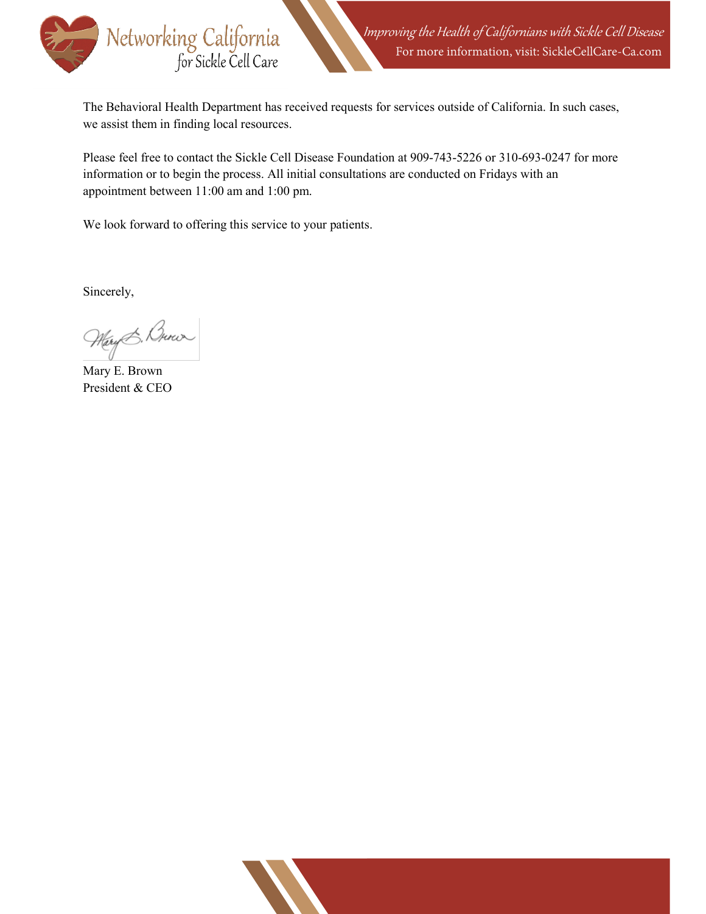The Behavioral Health Department has received requests for services outside of California. In such cases, we assist them in finding local resources.

Please feel free to contact the Sickle Cell Disease Foundation at 909-743-5226 or 310-693-0247 for more information or to begin the process. All initial consultations are conducted on Fridays with an appointment between 11:00 am and 1:00 pm.

We look forward to offering this service to your patients.

Sincerely,

Mary E. Brown
President & CEO